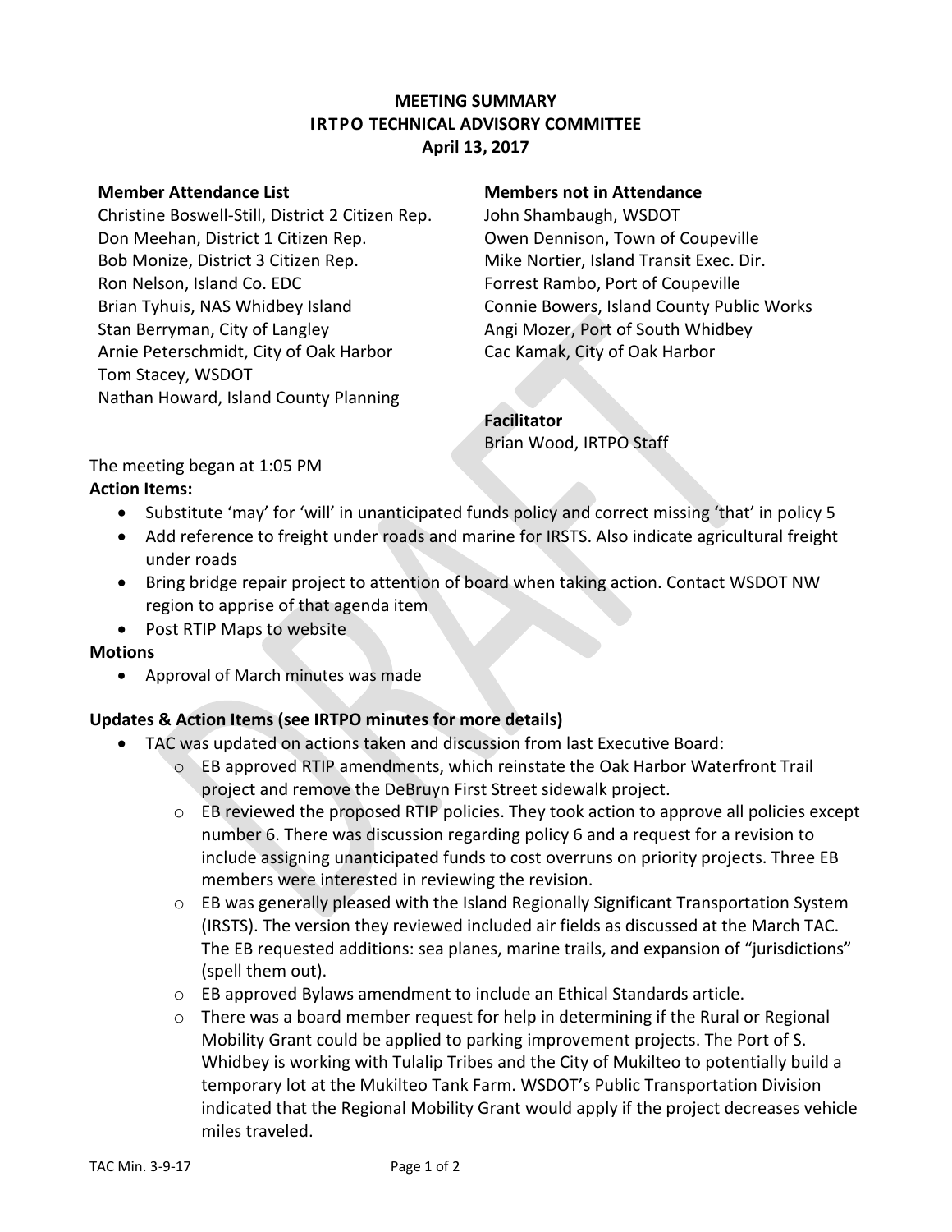**MEETING SUMMARY**
**IRTPO TECHNICAL ADVISORY COMMITTEE**
**April 13, 2017**

**Member Attendance List**
Christine Boswell-Still, District 2 Citizen Rep.
Don Meehan, District 1 Citizen Rep.
Bob Monize, District 3 Citizen Rep.
Ron Nelson, Island Co. EDC
Brian Tyhuis, NAS Whidbey Island
Stan Berryman, City of Langley
Arnie Peterschmidt, City of Oak Harbor
Tom Stacey, WSDOT
Nathan Howard, Island County Planning

**Members not in Attendance**
John Shambaugh, WSDOT
Owen Dennison, Town of Coupeville
Mike Nortier, Island Transit Exec. Dir.
Forrest Rambo, Port of Coupeville
Connie Bowers, Island County Public Works
Angi Mozer, Port of South Whidbey
Cac Kamak, City of Oak Harbor

**Facilitator**
Brian Wood, IRTPO Staff

The meeting began at 1:05 PM

**Action Items:**

- Substitute 'may' for 'will' in unanticipated funds policy and correct missing 'that' in policy 5
- Add reference to freight under roads and marine for IRSTS. Also indicate agricultural freight under roads
- Bring bridge repair project to attention of board when taking action. Contact WSDOT NW region to apprise of that agenda item
- Post RTIP Maps to website

**Motions**

- Approval of March minutes was made

**Updates & Action Items (see IRTPO minutes for more details)**

- TAC was updated on actions taken and discussion from last Executive Board:
  - EB approved RTIP amendments, which reinstate the Oak Harbor Waterfront Trail project and remove the DeBruyn First Street sidewalk project.
  - EB reviewed the proposed RTIP policies. They took action to approve all policies except number 6. There was discussion regarding policy 6 and a request for a revision to include assigning unanticipated funds to cost overruns on priority projects. Three EB members were interested in reviewing the revision.
  - EB was generally pleased with the Island Regionally Significant Transportation System (IRSTS). The version they reviewed included air fields as discussed at the March TAC. The EB requested additions: sea planes, marine trails, and expansion of "jurisdictions" (spell them out).
  - EB approved Bylaws amendment to include an Ethical Standards article.
  - There was a board member request for help in determining if the Rural or Regional Mobility Grant could be applied to parking improvement projects. The Port of S. Whidbey is working with Tulalip Tribes and the City of Mukilteo to potentially build a temporary lot at the Mukilteo Tank Farm. WSDOT's Public Transportation Division indicated that the Regional Mobility Grant would apply if the project decreases vehicle miles traveled.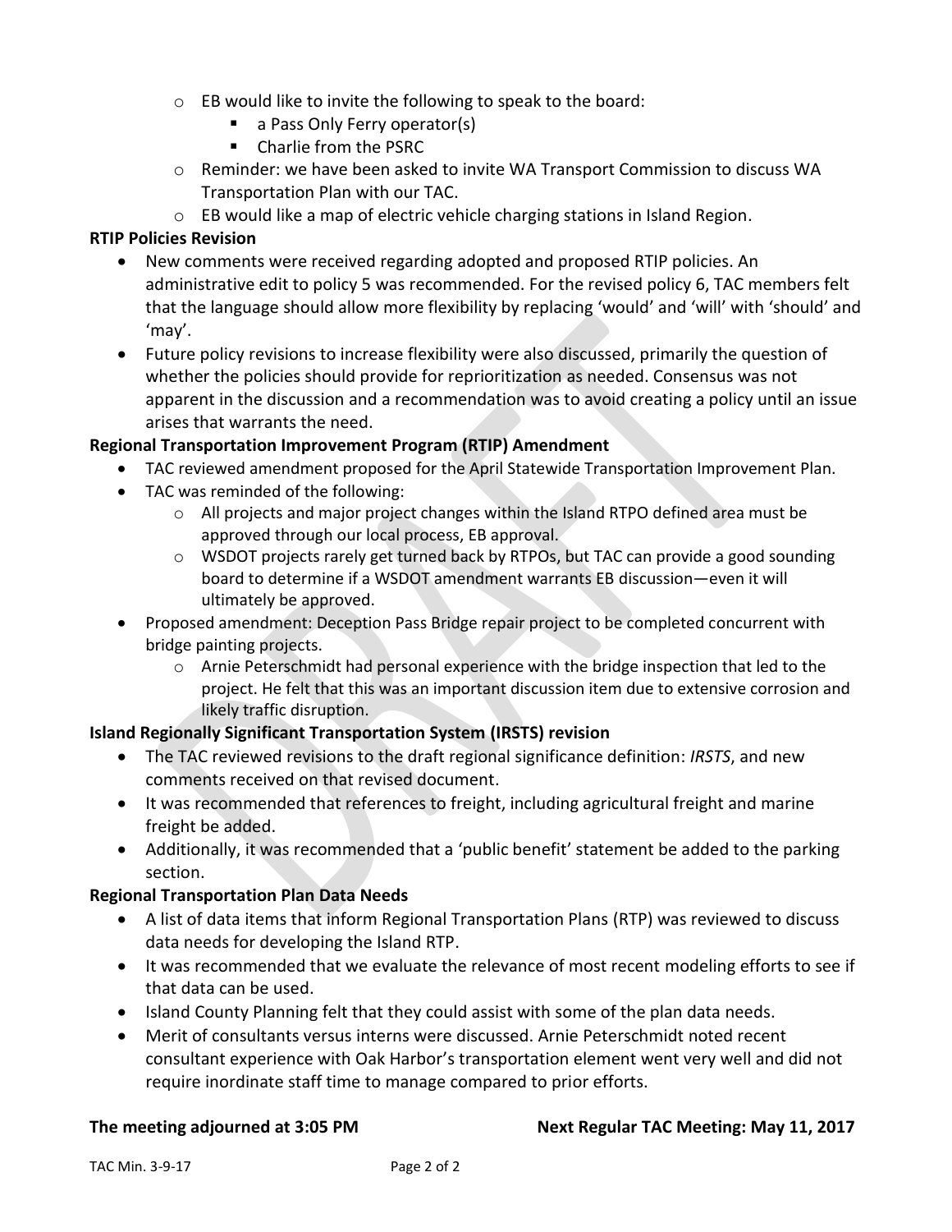- EB would like to invite the following to speak to the board:
  - a Pass Only Ferry operator(s)
  - Charlie from the PSRC
- Reminder: we have been asked to invite WA Transport Commission to discuss WA Transportation Plan with our TAC.
- EB would like a map of electric vehicle charging stations in Island Region.

**RTIP Policies Revision**

- New comments were received regarding adopted and proposed RTIP policies. An administrative edit to policy 5 was recommended. For the revised policy 6, TAC members felt that the language should allow more flexibility by replacing 'would' and 'will' with 'should' and 'may'.
- Future policy revisions to increase flexibility were also discussed, primarily the question of whether the policies should provide for reprioritization as needed. Consensus was not apparent in the discussion and a recommendation was to avoid creating a policy until an issue arises that warrants the need.

**Regional Transportation Improvement Program (RTIP) Amendment**

- TAC reviewed amendment proposed for the April Statewide Transportation Improvement Plan.
- TAC was reminded of the following:
  - All projects and major project changes within the Island RTPO defined area must be approved through our local process, EB approval.
  - WSDOT projects rarely get turned back by RTPOs, but TAC can provide a good sounding board to determine if a WSDOT amendment warrants EB discussion—even it will ultimately be approved.
- Proposed amendment: Deception Pass Bridge repair project to be completed concurrent with bridge painting projects.
  - Arnie Peterschmidt had personal experience with the bridge inspection that led to the project. He felt that this was an important discussion item due to extensive corrosion and likely traffic disruption.

**Island Regionally Significant Transportation System (IRSTS) revision**

- The TAC reviewed revisions to the draft regional significance definition: *IRSTS*, and new comments received on that revised document.
- It was recommended that references to freight, including agricultural freight and marine freight be added.
- Additionally, it was recommended that a 'public benefit' statement be added to the parking section.

**Regional Transportation Plan Data Needs**

- A list of data items that inform Regional Transportation Plans (RTP) was reviewed to discuss data needs for developing the Island RTP.
- It was recommended that we evaluate the relevance of most recent modeling efforts to see if that data can be used.
- Island County Planning felt that they could assist with some of the plan data needs.
- Merit of consultants versus interns were discussed. Arnie Peterschmidt noted recent consultant experience with Oak Harbor's transportation element went very well and did not require inordinate staff time to manage compared to prior efforts.

**The meeting adjourned at 3:05 PM** **Next Regular TAC Meeting: May 11, 2017**